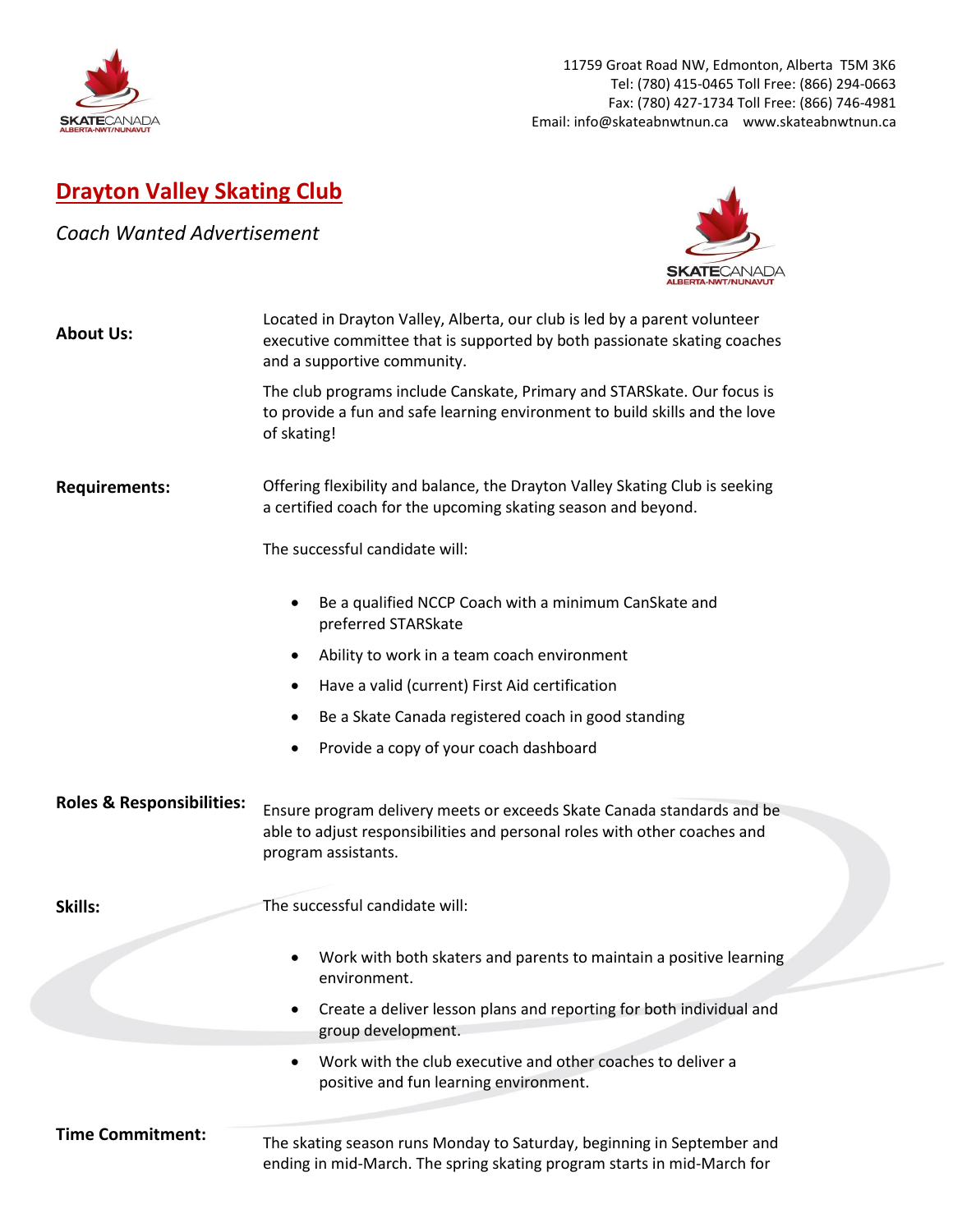11759 Groat Road NW, Edmonton, Alberta T5M 3K6
Tel: (780) 415-0465 Toll Free: (866) 294-0663
Fax: (780) 427-1734 Toll Free: (866) 746-4981
Email: info@skateabnwtnun.ca www.skateabnwtnun.ca

# Drayton Valley Skating Club

*Coach Wanted Advertisement*

**About Us:**

Located in Drayton Valley, Alberta, our club is led by a parent volunteer executive committee that is supported by both passionate skating coaches and a supportive community.

The club programs include Canskate, Primary and STARSkate. Our focus is to provide a fun and safe learning environment to build skills and the love of skating!

**Requirements:**

Offering flexibility and balance, the Drayton Valley Skating Club is seeking a certified coach for the upcoming skating season and beyond.

The successful candidate will:

- Be a qualified NCCP Coach with a minimum CanSkate and preferred STARSkate
- Ability to work in a team coach environment
- Have a valid (current) First Aid certification
- Be a Skate Canada registered coach in good standing
- Provide a copy of your coach dashboard

**Roles & Responsibilities:**

Ensure program delivery meets or exceeds Skate Canada standards and be able to adjust responsibilities and personal roles with other coaches and program assistants.

**Skills:**

The successful candidate will:

- Work with both skaters and parents to maintain a positive learning environment.
- Create a deliver lesson plans and reporting for both individual and group development.
- Work with the club executive and other coaches to deliver a positive and fun learning environment.

**Time Commitment:**

The skating season runs Monday to Saturday, beginning in September and ending in mid-March. The spring skating program starts in mid-March for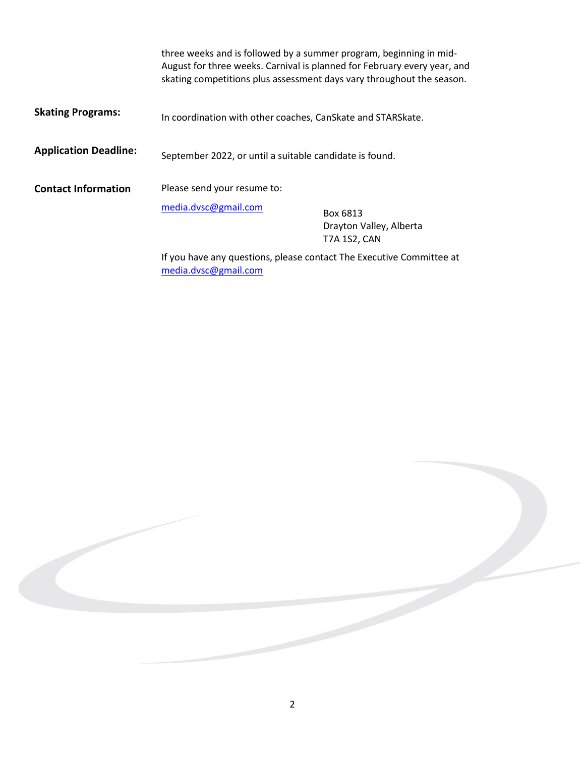three weeks and is followed by a summer program, beginning in mid-August for three weeks. Carnival is planned for February every year, and skating competitions plus assessment days vary throughout the season.

**Skating Programs:** In coordination with other coaches, CanSkate and STARSkate.

**Application Deadline:** September 2022, or until a suitable candidate is found.

**Contact Information**

Please send your resume to:

media.dvsc@gmail.com

Box 6813
Drayton Valley, Alberta
T7A 1S2, CAN

If you have any questions, please contact The Executive Committee at media.dvsc@gmail.com